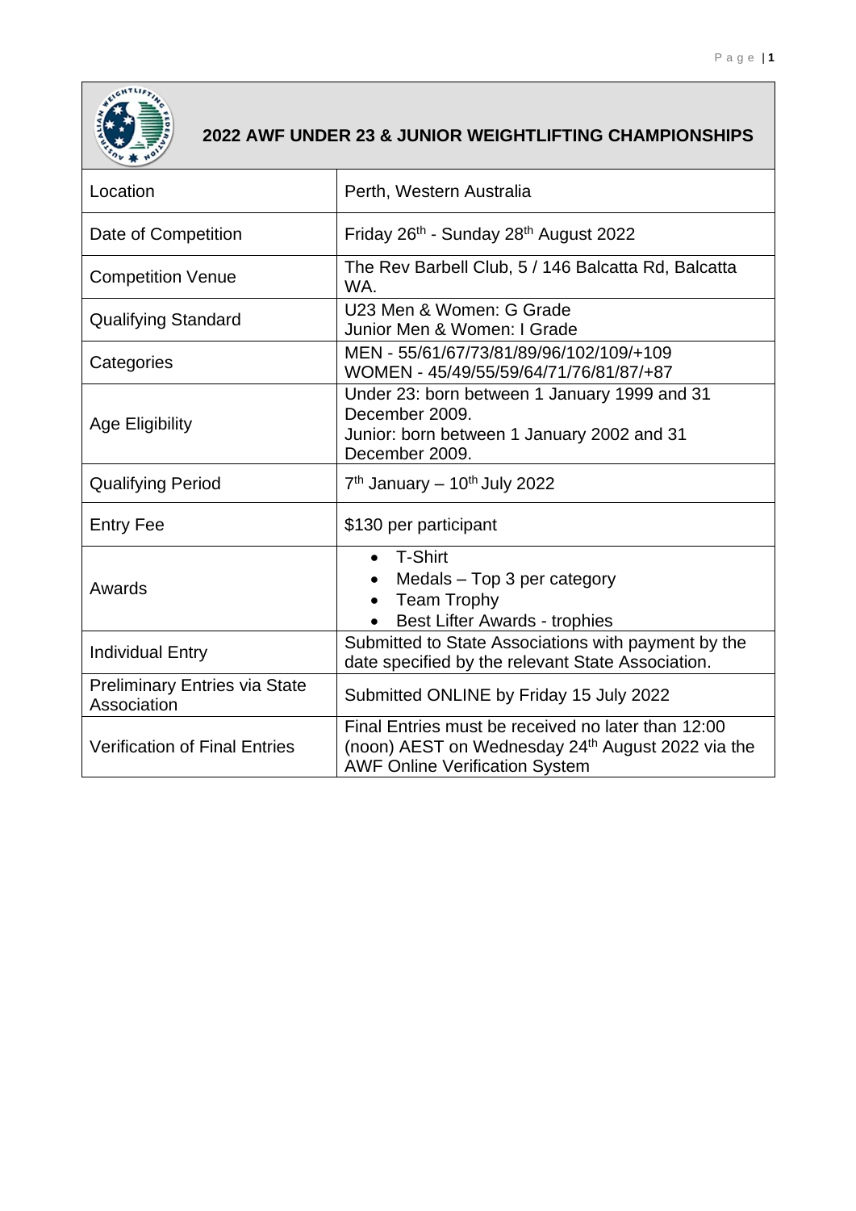# 2022 AWF UNDER 23 & JUNIOR WEIGHTLIFTING CHAMPIONSHIPS

| | |
|---|---|
| Location | Perth, Western Australia |
| Date of Competition | Friday 26th - Sunday 28th August 2022 |
| Competition Venue | The Rev Barbell Club, 5 / 146 Balcatta Rd, Balcatta WA. |
| Qualifying Standard | U23 Men & Women: G Grade<br>Junior Men & Women: I Grade |
| Categories | MEN - 55/61/67/73/81/89/96/102/109/+109<br>WOMEN - 45/49/55/59/64/71/76/81/87/+87 |
| Age Eligibility | Under 23: born between 1 January 1999 and 31 December 2009.<br>Junior: born between 1 January 2002 and 31 December 2009. |
| Qualifying Period | 7th January – 10th July 2022 |
| Entry Fee | $130 per participant |
| Awards | • T-Shirt<br>• Medals – Top 3 per category<br>• Team Trophy<br>• Best Lifter Awards - trophies |
| Individual Entry | Submitted to State Associations with payment by the date specified by the relevant State Association. |
| Preliminary Entries via State Association | Submitted ONLINE by Friday 15 July 2022 |
| Verification of Final Entries | Final Entries must be received no later than 12:00 (noon) AEST on Wednesday 24th August 2022 via the AWF Online Verification System |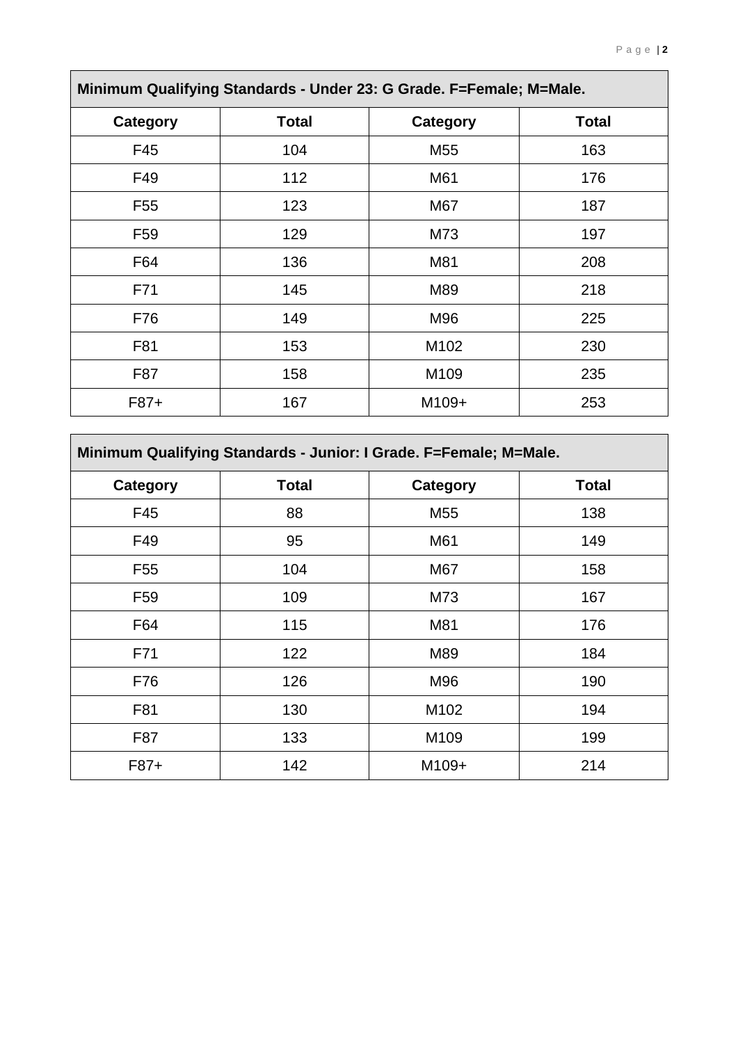| Minimum Qualifying Standards - Under 23: G Grade. F=Female; M=Male. | | | |
|---|---|---|---|
| **Category** | **Total** | **Category** | **Total** |
| F45 | 104 | M55 | 163 |
| F49 | 112 | M61 | 176 |
| F55 | 123 | M67 | 187 |
| F59 | 129 | M73 | 197 |
| F64 | 136 | M81 | 208 |
| F71 | 145 | M89 | 218 |
| F76 | 149 | M96 | 225 |
| F81 | 153 | M102 | 230 |
| F87 | 158 | M109 | 235 |
| F87+ | 167 | M109+ | 253 |

| Minimum Qualifying Standards - Junior: I Grade. F=Female; M=Male. | | | |
|---|---|---|---|
| **Category** | **Total** | **Category** | **Total** |
| F45 | 88 | M55 | 138 |
| F49 | 95 | M61 | 149 |
| F55 | 104 | M67 | 158 |
| F59 | 109 | M73 | 167 |
| F64 | 115 | M81 | 176 |
| F71 | 122 | M89 | 184 |
| F76 | 126 | M96 | 190 |
| F81 | 130 | M102 | 194 |
| F87 | 133 | M109 | 199 |
| F87+ | 142 | M109+ | 214 |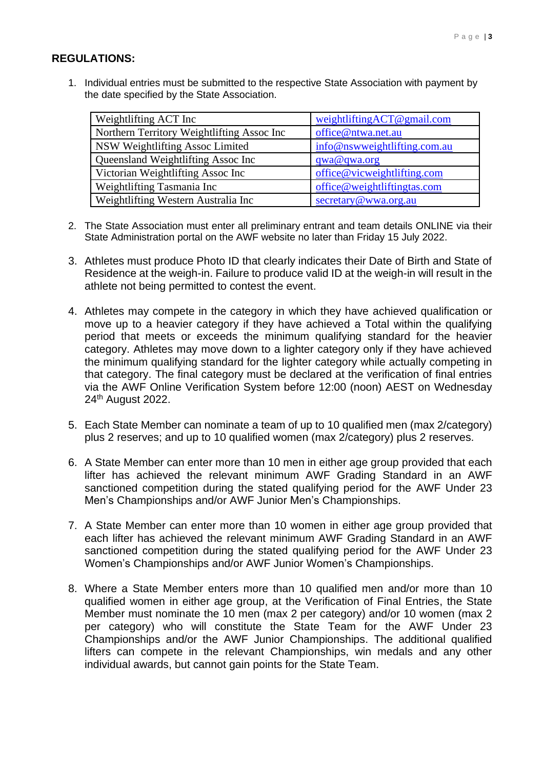## REGULATIONS:

1. Individual entries must be submitted to the respective State Association with payment by the date specified by the State Association.

| Weightlifting ACT Inc | weightliftingACT@gmail.com |
|---|---|
| Northern Territory Weightlifting Assoc Inc | office@ntwa.net.au |
| NSW Weightlifting Assoc Limited | info@nswweightlifting.com.au |
| Queensland Weightlifting Assoc Inc | qwa@qwa.org |
| Victorian Weightlifting Assoc Inc | office@vicweightlifting.com |
| Weightlifting Tasmania Inc | office@weightliftingtas.com |
| Weightlifting Western Australia Inc | secretary@wwa.org.au |

2. The State Association must enter all preliminary entrant and team details ONLINE via their State Administration portal on the AWF website no later than Friday 15 July 2022.

3. Athletes must produce Photo ID that clearly indicates their Date of Birth and State of Residence at the weigh-in. Failure to produce valid ID at the weigh-in will result in the athlete not being permitted to contest the event.

4. Athletes may compete in the category in which they have achieved qualification or move up to a heavier category if they have achieved a Total within the qualifying period that meets or exceeds the minimum qualifying standard for the heavier category. Athletes may move down to a lighter category only if they have achieved the minimum qualifying standard for the lighter category while actually competing in that category. The final category must be declared at the verification of final entries via the AWF Online Verification System before 12:00 (noon) AEST on Wednesday 24th August 2022.

5. Each State Member can nominate a team of up to 10 qualified men (max 2/category) plus 2 reserves; and up to 10 qualified women (max 2/category) plus 2 reserves.

6. A State Member can enter more than 10 men in either age group provided that each lifter has achieved the relevant minimum AWF Grading Standard in an AWF sanctioned competition during the stated qualifying period for the AWF Under 23 Men's Championships and/or AWF Junior Men's Championships.

7. A State Member can enter more than 10 women in either age group provided that each lifter has achieved the relevant minimum AWF Grading Standard in an AWF sanctioned competition during the stated qualifying period for the AWF Under 23 Women's Championships and/or AWF Junior Women's Championships.

8. Where a State Member enters more than 10 qualified men and/or more than 10 qualified women in either age group, at the Verification of Final Entries, the State Member must nominate the 10 men (max 2 per category) and/or 10 women (max 2 per category) who will constitute the State Team for the AWF Under 23 Championships and/or the AWF Junior Championships. The additional qualified lifters can compete in the relevant Championships, win medals and any other individual awards, but cannot gain points for the State Team.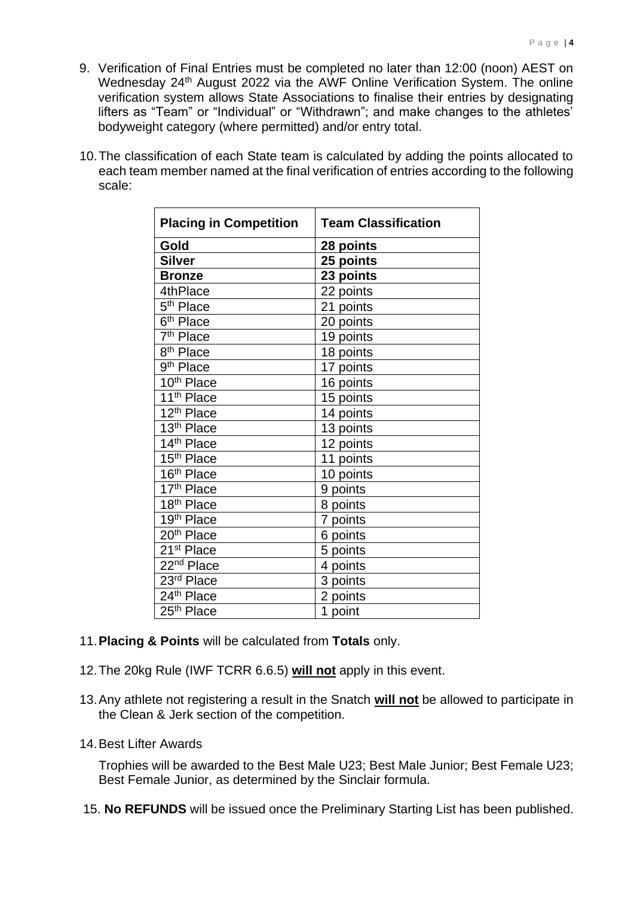9. Verification of Final Entries must be completed no later than 12:00 (noon) AEST on Wednesday 24th August 2022 via the AWF Online Verification System. The online verification system allows State Associations to finalise their entries by designating lifters as "Team" or "Individual" or "Withdrawn"; and make changes to the athletes' bodyweight category (where permitted) and/or entry total.

10. The classification of each State team is calculated by adding the points allocated to each team member named at the final verification of entries according to the following scale:

| **Placing in Competition** | **Team Classification** |
|---|---|
| **Gold** | **28 points** |
| **Silver** | **25 points** |
| **Bronze** | **23 points** |
| 4thPlace | 22 points |
| 5th Place | 21 points |
| 6th Place | 20 points |
| 7th Place | 19 points |
| 8th Place | 18 points |
| 9th Place | 17 points |
| 10th Place | 16 points |
| 11th Place | 15 points |
| 12th Place | 14 points |
| 13th Place | 13 points |
| 14th Place | 12 points |
| 15th Place | 11 points |
| 16th Place | 10 points |
| 17th Place | 9 points |
| 18th Place | 8 points |
| 19th Place | 7 points |
| 20th Place | 6 points |
| 21st Place | 5 points |
| 22nd Place | 4 points |
| 23rd Place | 3 points |
| 24th Place | 2 points |
| 25th Place | 1 point |

11. **Placing & Points** will be calculated from **Totals** only.

12. The 20kg Rule (IWF TCRR 6.6.5) **will not** apply in this event.

13. Any athlete not registering a result in the Snatch **will not** be allowed to participate in the Clean & Jerk section of the competition.

14. Best Lifter Awards

    Trophies will be awarded to the Best Male U23; Best Male Junior; Best Female U23; Best Female Junior, as determined by the Sinclair formula.

15. **No REFUNDS** will be issued once the Preliminary Starting List has been published.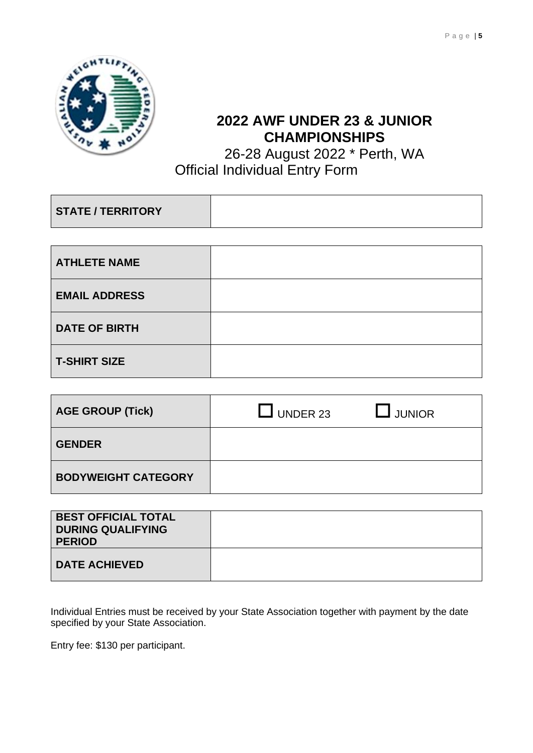## 2022 AWF UNDER 23 & JUNIOR CHAMPIONSHIPS

26-28 August 2022 * Perth, WA

Official Individual Entry Form

| | |
|---|---|
| **STATE / TERRITORY** | |

| | |
|---|---|
| **ATHLETE NAME** | |
| **EMAIL ADDRESS** | |
| **DATE OF BIRTH** | |
| **T-SHIRT SIZE** | |

| | |
|---|---|
| **AGE GROUP (Tick)** | ☐ UNDER 23 ☐ JUNIOR |
| **GENDER** | |
| **BODYWEIGHT CATEGORY** | |

| | |
|---|---|
| **BEST OFFICIAL TOTAL DURING QUALIFYING PERIOD** | |
| **DATE ACHIEVED** | |

Individual Entries must be received by your State Association together with payment by the date specified by your State Association.

Entry fee: $130 per participant.